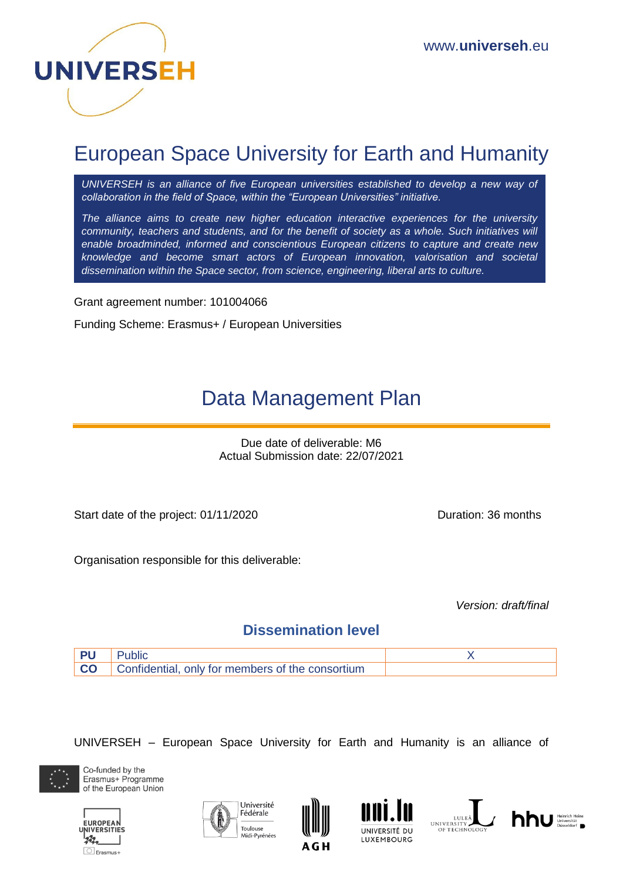www.**universeh**.eu

# European Space University for Earth and Humanity

*UNIVERSEH is an alliance of five European universities established to develop a new way of collaboration in the field of Space, within the "European Universities" initiative.*

*The alliance aims to create new higher education interactive experiences for the university community, teachers and students, and for the benefit of society as a whole. Such initiatives will enable broadminded, informed and conscientious European citizens to capture and create new knowledge and become smart actors of European innovation, valorisation and societal dissemination within the Space sector, from science, engineering, liberal arts to culture.*

Grant agreement number: 101004066

Funding Scheme: Erasmus+ / European Universities

# Data Management Plan

Due date of deliverable: M6
Actual Submission date: 22/07/2021

Start date of the project: 01/11/2020

Duration: 36 months

Organisation responsible for this deliverable:

*Version: draft/final*

## Dissemination level

| | | |
|---|---|---|
| **PU** | Public | X |
| **CO** | Confidential, only for members of the consortium | |

UNIVERSEH – European Space University for Earth and Humanity is an alliance of

Co-funded by the Erasmus+ Programme of the European Union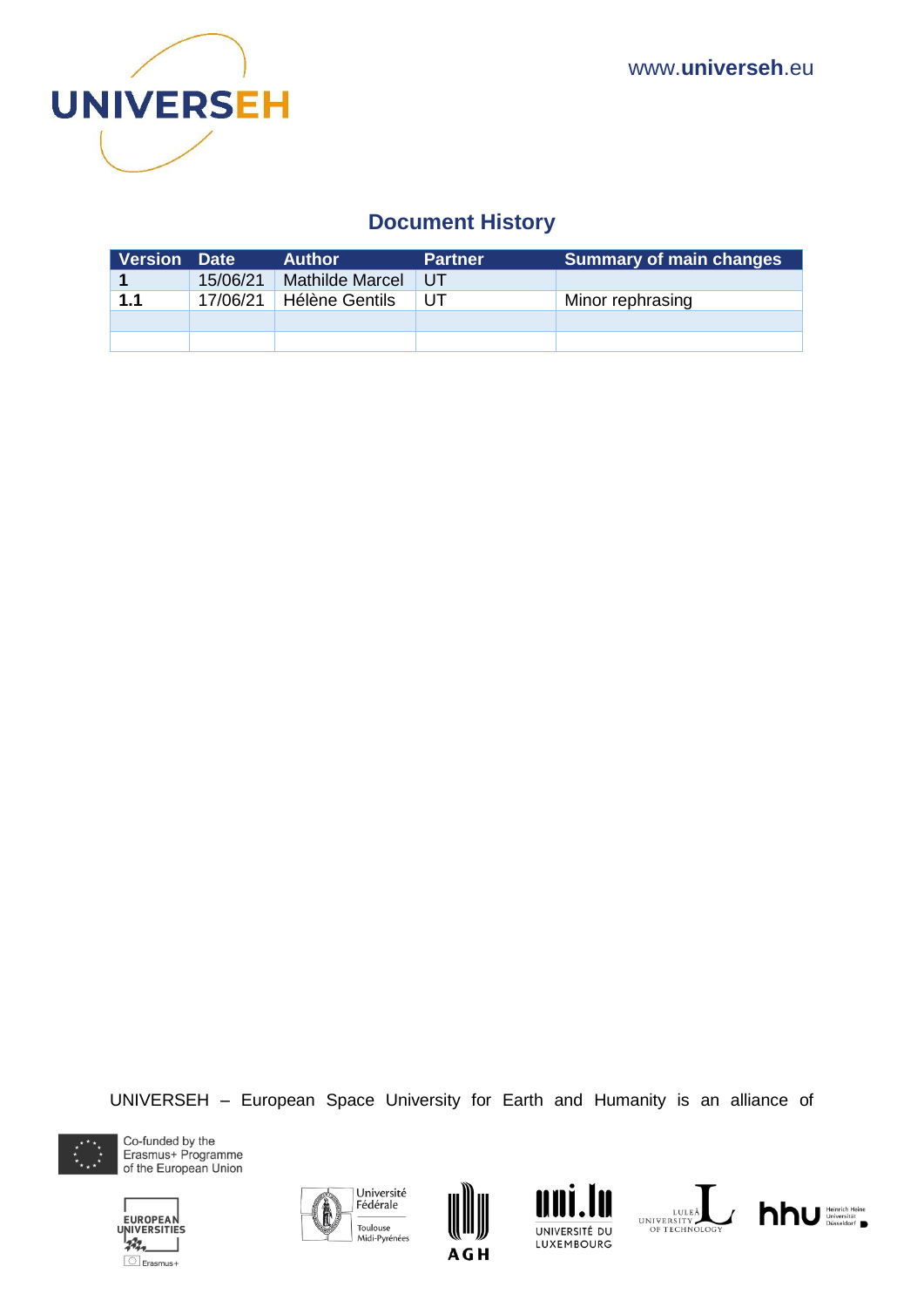## Document History

| Version | Date | Author | Partner | Summary of main changes |
|---|---|---|---|---|
| **1** | 15/06/21 | Mathilde Marcel | UT | |
| **1.1** | 17/06/21 | Hélène Gentils | UT | Minor rephrasing |
| | | | | |
| | | | | |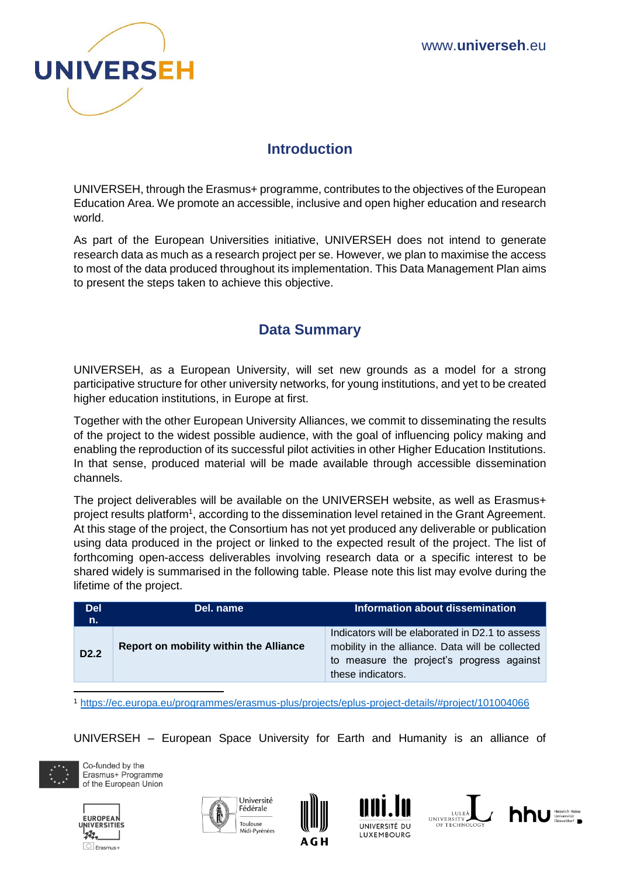## Introduction

UNIVERSEH, through the Erasmus+ programme, contributes to the objectives of the European Education Area. We promote an accessible, inclusive and open higher education and research world.

As part of the European Universities initiative, UNIVERSEH does not intend to generate research data as much as a research project per se. However, we plan to maximise the access to most of the data produced throughout its implementation. This Data Management Plan aims to present the steps taken to achieve this objective.

## Data Summary

UNIVERSEH, as a European University, will set new grounds as a model for a strong participative structure for other university networks, for young institutions, and yet to be created higher education institutions, in Europe at first.

Together with the other European University Alliances, we commit to disseminating the results of the project to the widest possible audience, with the goal of influencing policy making and enabling the reproduction of its successful pilot activities in other Higher Education Institutions. In that sense, produced material will be made available through accessible dissemination channels.

The project deliverables will be available on the UNIVERSEH website, as well as Erasmus+ project results platform[1], according to the dissemination level retained in the Grant Agreement. At this stage of the project, the Consortium has not yet produced any deliverable or publication using data produced in the project or linked to the expected result of the project. The list of forthcoming open-access deliverables involving research data or a specific interest to be shared widely is summarised in the following table. Please note this list may evolve during the lifetime of the project.

| Del n. | Del. name | Information about dissemination |
|---|---|---|
| **D2.2** | **Report on mobility within the Alliance** | Indicators will be elaborated in D2.1 to assess mobility in the alliance. Data will be collected to measure the project's progress against these indicators. |

[1] https://ec.europa.eu/programmes/erasmus-plus/projects/eplus-project-details/#project/101004066

UNIVERSEH – European Space University for Earth and Humanity is an alliance of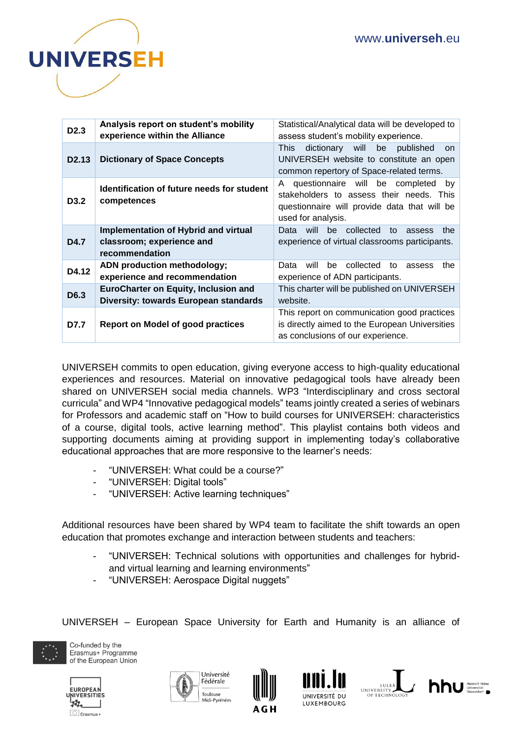| D2.3 | **Analysis report on student's mobility experience within the Alliance** | Statistical/Analytical data will be developed to assess student's mobility experience. |
|---|---|---|
| **D2.13** | **Dictionary of Space Concepts** | This dictionary will be published on UNIVERSEH website to constitute an open common repertory of Space-related terms. |
| **D3.2** | **Identification of future needs for student competences** | A questionnaire will be completed by stakeholders to assess their needs. This questionnaire will provide data that will be used for analysis. |
| **D4.7** | **Implementation of Hybrid and virtual classroom; experience and recommendation** | Data will be collected to assess the experience of virtual classrooms participants. |
| **D4.12** | **ADN production methodology; experience and recommendation** | Data will be collected to assess the experience of ADN participants. |
| **D6.3** | **EuroCharter on Equity, Inclusion and Diversity: towards European standards** | This charter will be published on UNIVERSEH website. |
| **D7.7** | **Report on Model of good practices** | This report on communication good practices is directly aimed to the European Universities as conclusions of our experience. |

UNIVERSEH commits to open education, giving everyone access to high-quality educational experiences and resources. Material on innovative pedagogical tools have already been shared on UNIVERSEH social media channels. WP3 "Interdisciplinary and cross sectoral curricula" and WP4 "Innovative pedagogical models" teams jointly created a series of webinars for Professors and academic staff on "How to build courses for UNIVERSEH: characteristics of a course, digital tools, active learning method". This playlist contains both videos and supporting documents aiming at providing support in implementing today's collaborative educational approaches that are more responsive to the learner's needs:

- "UNIVERSEH: What could be a course?"
- "UNIVERSEH: Digital tools"
- "UNIVERSEH: Active learning techniques"

Additional resources have been shared by WP4 team to facilitate the shift towards an open education that promotes exchange and interaction between students and teachers:

- "UNIVERSEH: Technical solutions with opportunities and challenges for hybrid- and virtual learning and learning environments"
- "UNIVERSEH: Aerospace Digital nuggets"

UNIVERSEH – European Space University for Earth and Humanity is an alliance of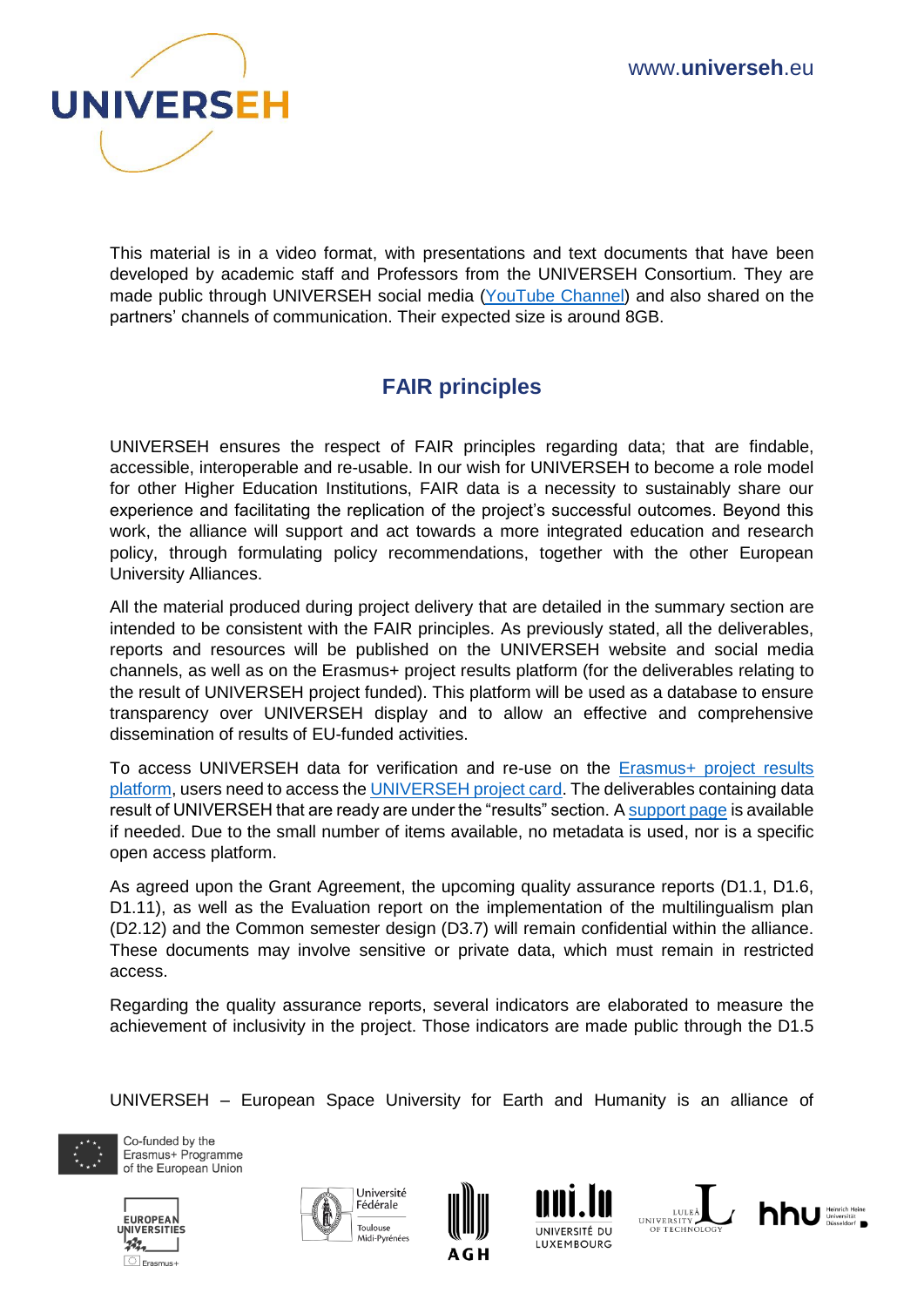This material is in a video format, with presentations and text documents that have been developed by academic staff and Professors from the UNIVERSEH Consortium. They are made public through UNIVERSEH social media (YouTube Channel) and also shared on the partners' channels of communication. Their expected size is around 8GB.

## FAIR principles

UNIVERSEH ensures the respect of FAIR principles regarding data; that are findable, accessible, interoperable and re-usable. In our wish for UNIVERSEH to become a role model for other Higher Education Institutions, FAIR data is a necessity to sustainably share our experience and facilitating the replication of the project's successful outcomes. Beyond this work, the alliance will support and act towards a more integrated education and research policy, through formulating policy recommendations, together with the other European University Alliances.

All the material produced during project delivery that are detailed in the summary section are intended to be consistent with the FAIR principles. As previously stated, all the deliverables, reports and resources will be published on the UNIVERSEH website and social media channels, as well as on the Erasmus+ project results platform (for the deliverables relating to the result of UNIVERSEH project funded). This platform will be used as a database to ensure transparency over UNIVERSEH display and to allow an effective and comprehensive dissemination of results of EU-funded activities.

To access UNIVERSEH data for verification and re-use on the Erasmus+ project results platform, users need to access the UNIVERSEH project card. The deliverables containing data result of UNIVERSEH that are ready are under the "results" section. A support page is available if needed. Due to the small number of items available, no metadata is used, nor is a specific open access platform.

As agreed upon the Grant Agreement, the upcoming quality assurance reports (D1.1, D1.6, D1.11), as well as the Evaluation report on the implementation of the multilingualism plan (D2.12) and the Common semester design (D3.7) will remain confidential within the alliance. These documents may involve sensitive or private data, which must remain in restricted access.

Regarding the quality assurance reports, several indicators are elaborated to measure the achievement of inclusivity in the project. Those indicators are made public through the D1.5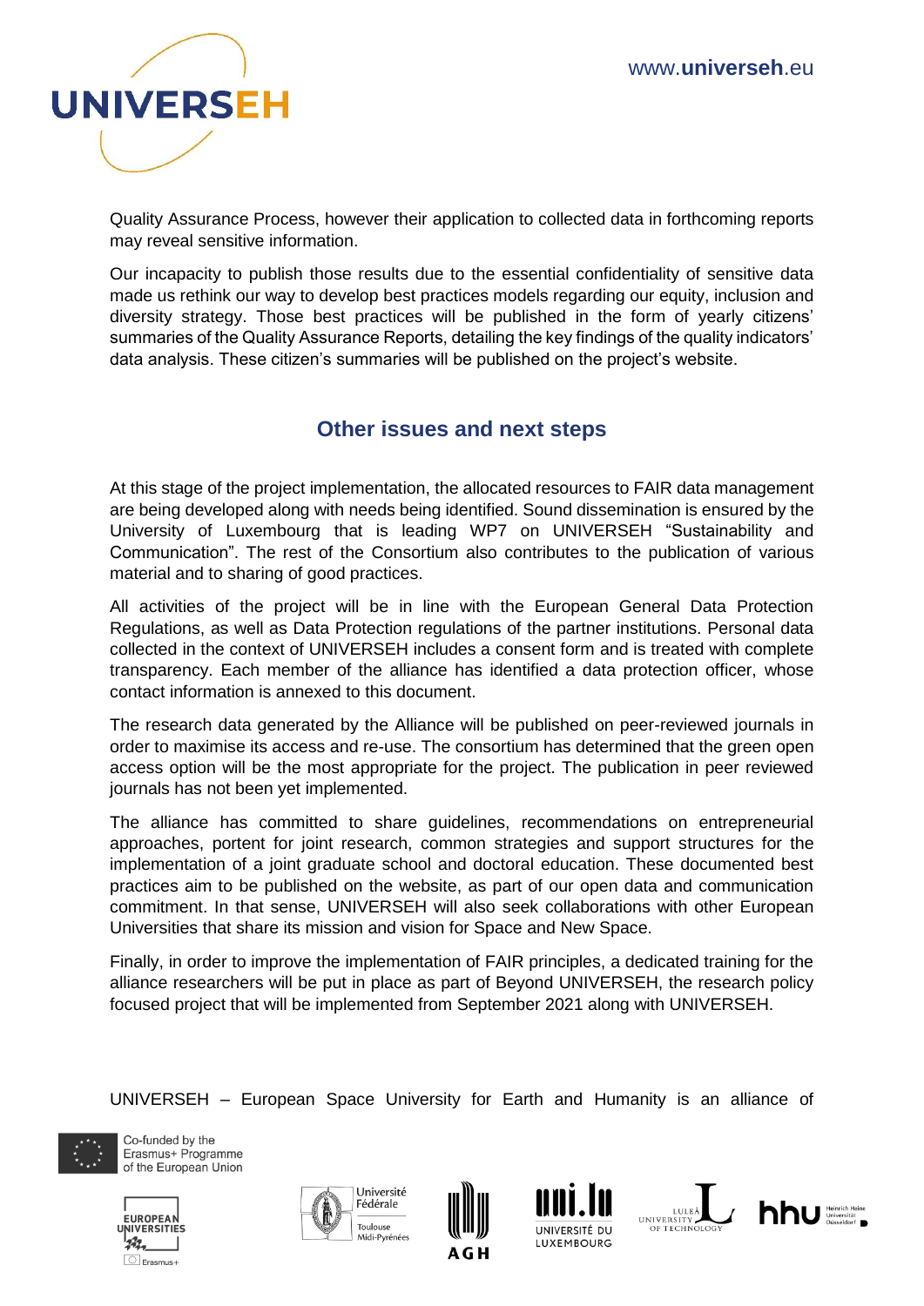Quality Assurance Process, however their application to collected data in forthcoming reports may reveal sensitive information.

Our incapacity to publish those results due to the essential confidentiality of sensitive data made us rethink our way to develop best practices models regarding our equity, inclusion and diversity strategy. Those best practices will be published in the form of yearly citizens' summaries of the Quality Assurance Reports, detailing the key findings of the quality indicators' data analysis. These citizen's summaries will be published on the project's website.

## Other issues and next steps

At this stage of the project implementation, the allocated resources to FAIR data management are being developed along with needs being identified. Sound dissemination is ensured by the University of Luxembourg that is leading WP7 on UNIVERSEH "Sustainability and Communication". The rest of the Consortium also contributes to the publication of various material and to sharing of good practices.

All activities of the project will be in line with the European General Data Protection Regulations, as well as Data Protection regulations of the partner institutions. Personal data collected in the context of UNIVERSEH includes a consent form and is treated with complete transparency. Each member of the alliance has identified a data protection officer, whose contact information is annexed to this document.

The research data generated by the Alliance will be published on peer-reviewed journals in order to maximise its access and re-use. The consortium has determined that the green open access option will be the most appropriate for the project. The publication in peer reviewed journals has not been yet implemented.

The alliance has committed to share guidelines, recommendations on entrepreneurial approaches, portent for joint research, common strategies and support structures for the implementation of a joint graduate school and doctoral education. These documented best practices aim to be published on the website, as part of our open data and communication commitment. In that sense, UNIVERSEH will also seek collaborations with other European Universities that share its mission and vision for Space and New Space.

Finally, in order to improve the implementation of FAIR principles, a dedicated training for the alliance researchers will be put in place as part of Beyond UNIVERSEH, the research policy focused project that will be implemented from September 2021 along with UNIVERSEH.

UNIVERSEH – European Space University for Earth and Humanity is an alliance of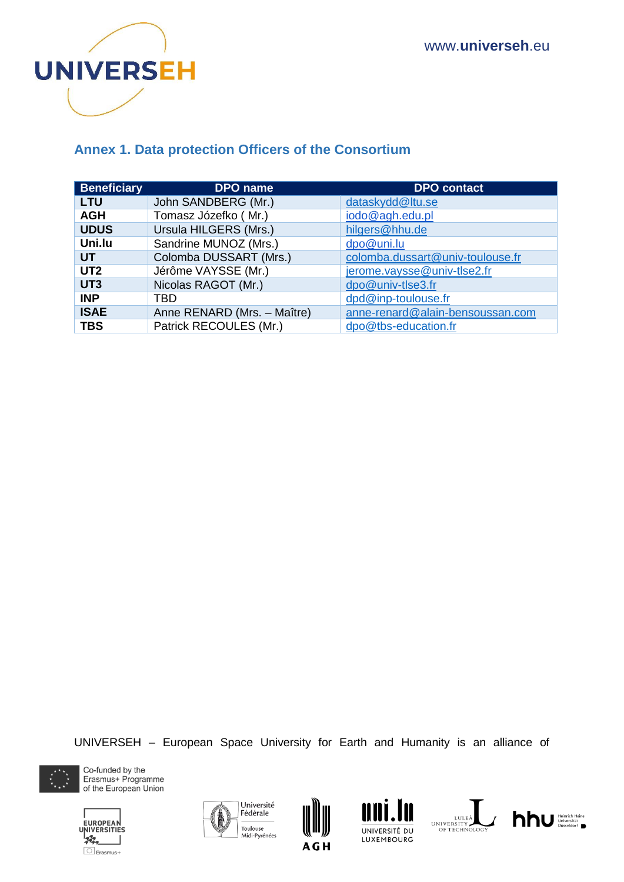## Annex 1. Data protection Officers of the Consortium

| Beneficiary | DPO name | DPO contact |
|---|---|---|
| **LTU** | John SANDBERG (Mr.) | dataskydd@ltu.se |
| **AGH** | Tomasz Józefko ( Mr.) | iodo@agh.edu.pl |
| **UDUS** | Ursula HILGERS (Mrs.) | hilgers@hhu.de |
| **Uni.lu** | Sandrine MUNOZ (Mrs.) | dpo@uni.lu |
| **UT** | Colomba DUSSART (Mrs.) | colomba.dussart@univ-toulouse.fr |
| **UT2** | Jérôme VAYSSE (Mr.) | jerome.vaysse@univ-tlse2.fr |
| **UT3** | Nicolas RAGOT (Mr.) | dpo@univ-tlse3.fr |
| **INP** | TBD | dpd@inp-toulouse.fr |
| **ISAE** | Anne RENARD (Mrs. – Maître) | anne-renard@alain-bensoussan.com |
| **TBS** | Patrick RECOULES (Mr.) | dpo@tbs-education.fr |